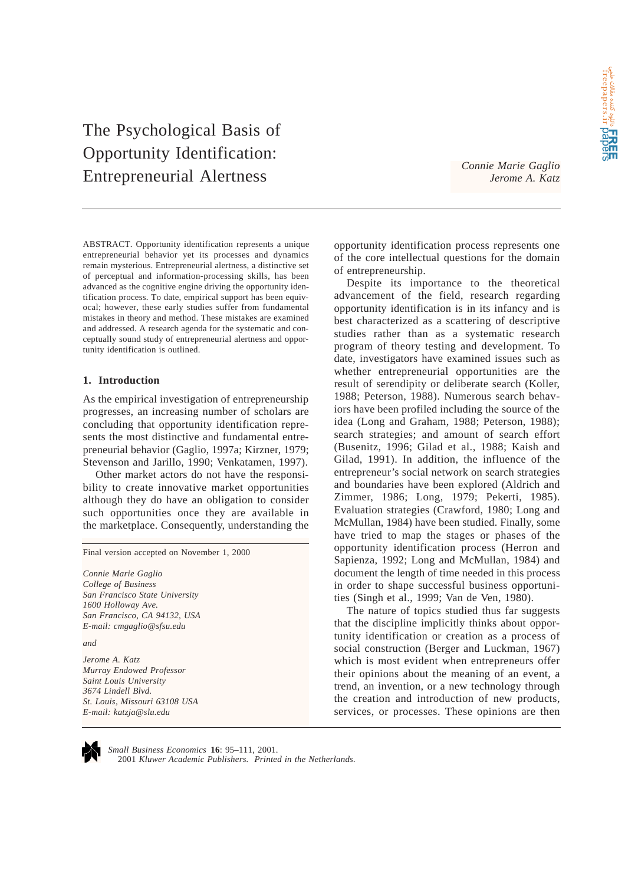# The Psychological Basis of Opportunity Identification: Entrepreneurial Alertness

*Connie Marie Gaglio*
*Jerome A. Katz*

ABSTRACT. Opportunity identification represents a unique entrepreneurial behavior yet its processes and dynamics remain mysterious. Entrepreneurial alertness, a distinctive set of perceptual and information-processing skills, has been advanced as the cognitive engine driving the opportunity identification process. To date, empirical support has been equivocal; however, these early studies suffer from fundamental mistakes in theory and method. These mistakes are examined and addressed. A research agenda for the systematic and conceptually sound study of entrepreneurial alertness and opportunity identification is outlined.

## 1. Introduction

As the empirical investigation of entrepreneurship progresses, an increasing number of scholars are concluding that opportunity identification represents the most distinctive and fundamental entrepreneurial behavior (Gaglio, 1997a; Kirzner, 1979; Stevenson and Jarillo, 1990; Venkatamen, 1997).

Other market actors do not have the responsibility to create innovative market opportunities although they do have an obligation to consider such opportunities once they are available in the marketplace. Consequently, understanding the opportunity identification process represents one of the core intellectual questions for the domain of entrepreneurship.

Despite its importance to the theoretical advancement of the field, research regarding opportunity identification is in its infancy and is best characterized as a scattering of descriptive studies rather than as a systematic research program of theory testing and development. To date, investigators have examined issues such as whether entrepreneurial opportunities are the result of serendipity or deliberate search (Koller, 1988; Peterson, 1988). Numerous search behaviors have been profiled including the source of the idea (Long and Graham, 1988; Peterson, 1988); search strategies; and amount of search effort (Busenitz, 1996; Gilad et al., 1988; Kaish and Gilad, 1991). In addition, the influence of the entrepreneur's social network on search strategies and boundaries have been explored (Aldrich and Zimmer, 1986; Long, 1979; Pekerti, 1985). Evaluation strategies (Crawford, 1980; Long and McMullan, 1984) have been studied. Finally, some have tried to map the stages or phases of the opportunity identification process (Herron and Sapienza, 1992; Long and McMullan, 1984) and document the length of time needed in this process in order to shape successful business opportunities (Singh et al., 1999; Van de Ven, 1980).

The nature of topics studied thus far suggests that the discipline implicitly thinks about opportunity identification or creation as a process of social construction (Berger and Luckman, 1967) which is most evident when entrepreneurs offer their opinions about the meaning of an event, a trend, an invention, or a new technology through the creation and introduction of new products, services, or processes. These opinions are then

---

Final version accepted on November 1, 2000

*Connie Marie Gaglio*
*College of Business*
*San Francisco State University*
*1600 Holloway Ave.*
*San Francisco, CA 94132, USA*
*E-mail: cmgaglio@sfsu.edu*

*and*

*Jerome A. Katz*
*Murray Endowed Professor*
*Saint Louis University*
*3674 Lindell Blvd.*
*St. Louis, Missouri 63108 USA*
*E-mail: katzja@slu.edu*

*Small Business Economics* **16**: 95–111, 2001.
2001 *Kluwer Academic Publishers. Printed in the Netherlands.*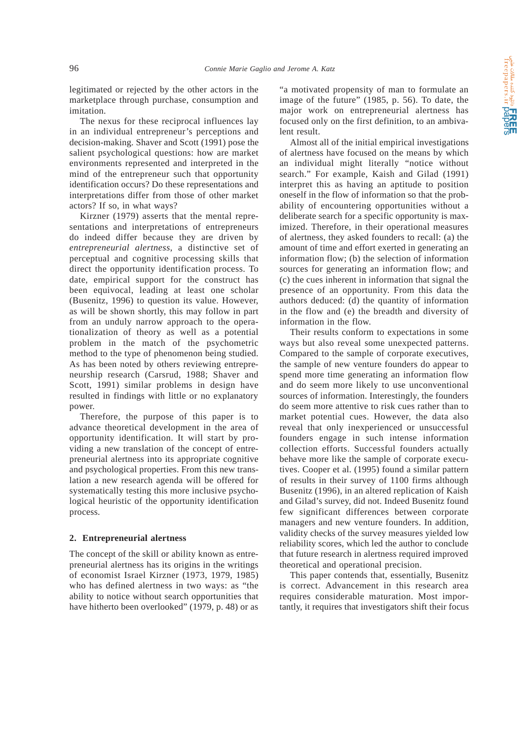legitimated or rejected by the other actors in the marketplace through purchase, consumption and imitation.

The nexus for these reciprocal influences lay in an individual entrepreneur's perceptions and decision-making. Shaver and Scott (1991) pose the salient psychological questions: how are market environments represented and interpreted in the mind of the entrepreneur such that opportunity identification occurs? Do these representations and interpretations differ from those of other market actors? If so, in what ways?

Kirzner (1979) asserts that the mental representations and interpretations of entrepreneurs do indeed differ because they are driven by *entrepreneurial alertness*, a distinctive set of perceptual and cognitive processing skills that direct the opportunity identification process. To date, empirical support for the construct has been equivocal, leading at least one scholar (Busenitz, 1996) to question its value. However, as will be shown shortly, this may follow in part from an unduly narrow approach to the operationalization of theory as well as a potential problem in the match of the psychometric method to the type of phenomenon being studied. As has been noted by others reviewing entrepreneurship research (Carsrud, 1988; Shaver and Scott, 1991) similar problems in design have resulted in findings with little or no explanatory power.

Therefore, the purpose of this paper is to advance theoretical development in the area of opportunity identification. It will start by providing a new translation of the concept of entrepreneurial alertness into its appropriate cognitive and psychological properties. From this new translation a new research agenda will be offered for systematically testing this more inclusive psychological heuristic of the opportunity identification process.

## 2. Entrepreneurial alertness

The concept of the skill or ability known as entrepreneurial alertness has its origins in the writings of economist Israel Kirzner (1973, 1979, 1985) who has defined alertness in two ways: as "the ability to notice without search opportunities that have hitherto been overlooked" (1979, p. 48) or as "a motivated propensity of man to formulate an image of the future" (1985, p. 56). To date, the major work on entrepreneurial alertness has focused only on the first definition, to an ambivalent result.

Almost all of the initial empirical investigations of alertness have focused on the means by which an individual might literally "notice without search." For example, Kaish and Gilad (1991) interpret this as having an aptitude to position oneself in the flow of information so that the probability of encountering opportunities without a deliberate search for a specific opportunity is maximized. Therefore, in their operational measures of alertness, they asked founders to recall: (a) the amount of time and effort exerted in generating an information flow; (b) the selection of information sources for generating an information flow; and (c) the cues inherent in information that signal the presence of an opportunity. From this data the authors deduced: (d) the quantity of information in the flow and (e) the breadth and diversity of information in the flow.

Their results conform to expectations in some ways but also reveal some unexpected patterns. Compared to the sample of corporate executives, the sample of new venture founders do appear to spend more time generating an information flow and do seem more likely to use unconventional sources of information. Interestingly, the founders do seem more attentive to risk cues rather than to market potential cues. However, the data also reveal that only inexperienced or unsuccessful founders engage in such intense information collection efforts. Successful founders actually behave more like the sample of corporate executives. Cooper et al. (1995) found a similar pattern of results in their survey of 1100 firms although Busenitz (1996), in an altered replication of Kaish and Gilad's survey, did not. Indeed Busenitz found few significant differences between corporate managers and new venture founders. In addition, validity checks of the survey measures yielded low reliability scores, which led the author to conclude that future research in alertness required improved theoretical and operational precision.

This paper contends that, essentially, Busenitz is correct. Advancement in this research area requires considerable maturation. Most importantly, it requires that investigators shift their focus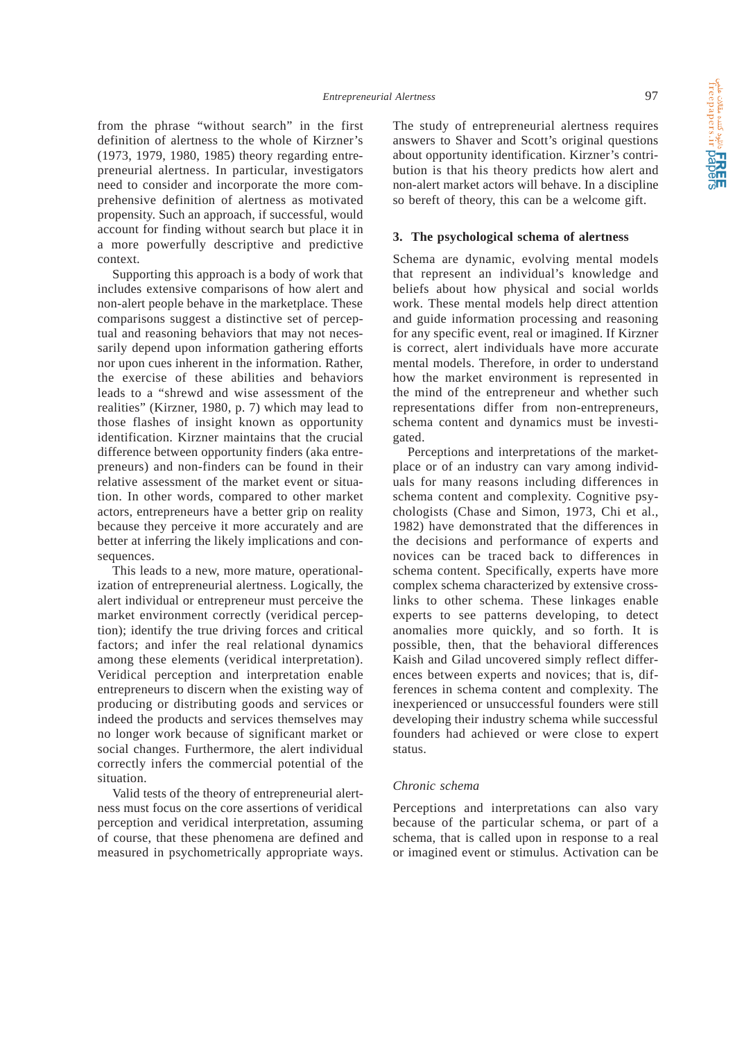from the phrase "without search" in the first definition of alertness to the whole of Kirzner's (1973, 1979, 1980, 1985) theory regarding entrepreneurial alertness. In particular, investigators need to consider and incorporate the more comprehensive definition of alertness as motivated propensity. Such an approach, if successful, would account for finding without search but place it in a more powerfully descriptive and predictive context.

Supporting this approach is a body of work that includes extensive comparisons of how alert and non-alert people behave in the marketplace. These comparisons suggest a distinctive set of perceptual and reasoning behaviors that may not necessarily depend upon information gathering efforts nor upon cues inherent in the information. Rather, the exercise of these abilities and behaviors leads to a "shrewd and wise assessment of the realities" (Kirzner, 1980, p. 7) which may lead to those flashes of insight known as opportunity identification. Kirzner maintains that the crucial difference between opportunity finders (aka entrepreneurs) and non-finders can be found in their relative assessment of the market event or situation. In other words, compared to other market actors, entrepreneurs have a better grip on reality because they perceive it more accurately and are better at inferring the likely implications and consequences.

This leads to a new, more mature, operationalization of entrepreneurial alertness. Logically, the alert individual or entrepreneur must perceive the market environment correctly (veridical perception); identify the true driving forces and critical factors; and infer the real relational dynamics among these elements (veridical interpretation). Veridical perception and interpretation enable entrepreneurs to discern when the existing way of producing or distributing goods and services or indeed the products and services themselves may no longer work because of significant market or social changes. Furthermore, the alert individual correctly infers the commercial potential of the situation.

Valid tests of the theory of entrepreneurial alertness must focus on the core assertions of veridical perception and veridical interpretation, assuming of course, that these phenomena are defined and measured in psychometrically appropriate ways. The study of entrepreneurial alertness requires answers to Shaver and Scott's original questions about opportunity identification. Kirzner's contribution is that his theory predicts how alert and non-alert market actors will behave. In a discipline so bereft of theory, this can be a welcome gift.

## 3. The psychological schema of alertness

Schema are dynamic, evolving mental models that represent an individual's knowledge and beliefs about how physical and social worlds work. These mental models help direct attention and guide information processing and reasoning for any specific event, real or imagined. If Kirzner is correct, alert individuals have more accurate mental models. Therefore, in order to understand how the market environment is represented in the mind of the entrepreneur and whether such representations differ from non-entrepreneurs, schema content and dynamics must be investigated.

Perceptions and interpretations of the marketplace or of an industry can vary among individuals for many reasons including differences in schema content and complexity. Cognitive psychologists (Chase and Simon, 1973, Chi et al., 1982) have demonstrated that the differences in the decisions and performance of experts and novices can be traced back to differences in schema content. Specifically, experts have more complex schema characterized by extensive cross-links to other schema. These linkages enable experts to see patterns developing, to detect anomalies more quickly, and so forth. It is possible, then, that the behavioral differences Kaish and Gilad uncovered simply reflect differences between experts and novices; that is, differences in schema content and complexity. The inexperienced or unsuccessful founders were still developing their industry schema while successful founders had achieved or were close to expert status.

### *Chronic schema*

Perceptions and interpretations can also vary because of the particular schema, or part of a schema, that is called upon in response to a real or imagined event or stimulus. Activation can be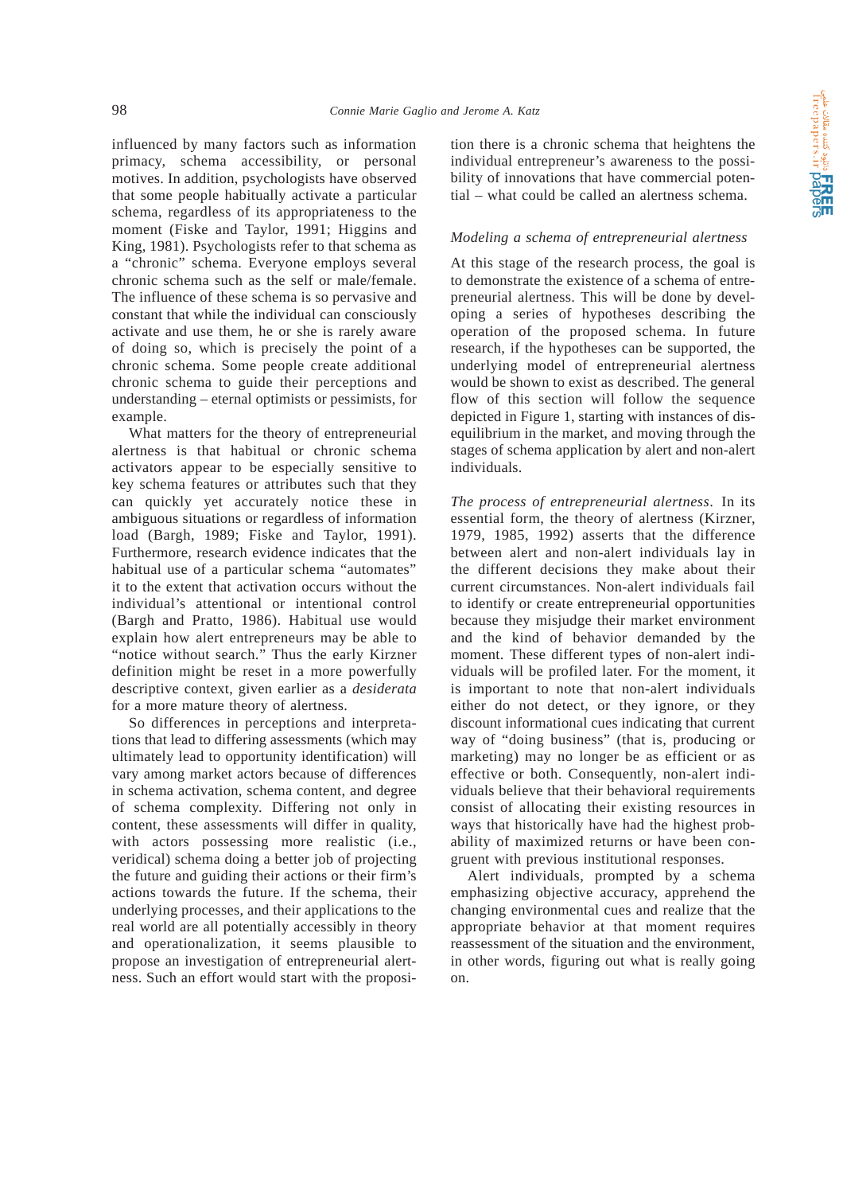influenced by many factors such as information primacy, schema accessibility, or personal motives. In addition, psychologists have observed that some people habitually activate a particular schema, regardless of its appropriateness to the moment (Fiske and Taylor, 1991; Higgins and King, 1981). Psychologists refer to that schema as a "chronic" schema. Everyone employs several chronic schema such as the self or male/female. The influence of these schema is so pervasive and constant that while the individual can consciously activate and use them, he or she is rarely aware of doing so, which is precisely the point of a chronic schema. Some people create additional chronic schema to guide their perceptions and understanding – eternal optimists or pessimists, for example.

What matters for the theory of entrepreneurial alertness is that habitual or chronic schema activators appear to be especially sensitive to key schema features or attributes such that they can quickly yet accurately notice these in ambiguous situations or regardless of information load (Bargh, 1989; Fiske and Taylor, 1991). Furthermore, research evidence indicates that the habitual use of a particular schema "automates" it to the extent that activation occurs without the individual's attentional or intentional control (Bargh and Pratto, 1986). Habitual use would explain how alert entrepreneurs may be able to "notice without search." Thus the early Kirzner definition might be reset in a more powerfully descriptive context, given earlier as a *desiderata* for a more mature theory of alertness.

So differences in perceptions and interpretations that lead to differing assessments (which may ultimately lead to opportunity identification) will vary among market actors because of differences in schema activation, schema content, and degree of schema complexity. Differing not only in content, these assessments will differ in quality, with actors possessing more realistic (i.e., veridical) schema doing a better job of projecting the future and guiding their actions or their firm's actions towards the future. If the schema, their underlying processes, and their applications to the real world are all potentially accessibly in theory and operationalization, it seems plausible to propose an investigation of entrepreneurial alertness. Such an effort would start with the proposition there is a chronic schema that heightens the individual entrepreneur's awareness to the possibility of innovations that have commercial potential – what could be called an alertness schema.

### *Modeling a schema of entrepreneurial alertness*

At this stage of the research process, the goal is to demonstrate the existence of a schema of entrepreneurial alertness. This will be done by developing a series of hypotheses describing the operation of the proposed schema. In future research, if the hypotheses can be supported, the underlying model of entrepreneurial alertness would be shown to exist as described. The general flow of this section will follow the sequence depicted in Figure 1, starting with instances of disequilibrium in the market, and moving through the stages of schema application by alert and non-alert individuals.

*The process of entrepreneurial alertness*. In its essential form, the theory of alertness (Kirzner, 1979, 1985, 1992) asserts that the difference between alert and non-alert individuals lay in the different decisions they make about their current circumstances. Non-alert individuals fail to identify or create entrepreneurial opportunities because they misjudge their market environment and the kind of behavior demanded by the moment. These different types of non-alert individuals will be profiled later. For the moment, it is important to note that non-alert individuals either do not detect, or they ignore, or they discount informational cues indicating that current way of "doing business" (that is, producing or marketing) may no longer be as efficient or as effective or both. Consequently, non-alert individuals believe that their behavioral requirements consist of allocating their existing resources in ways that historically have had the highest probability of maximized returns or have been congruent with previous institutional responses.

Alert individuals, prompted by a schema emphasizing objective accuracy, apprehend the changing environmental cues and realize that the appropriate behavior at that moment requires reassessment of the situation and the environment, in other words, figuring out what is really going on.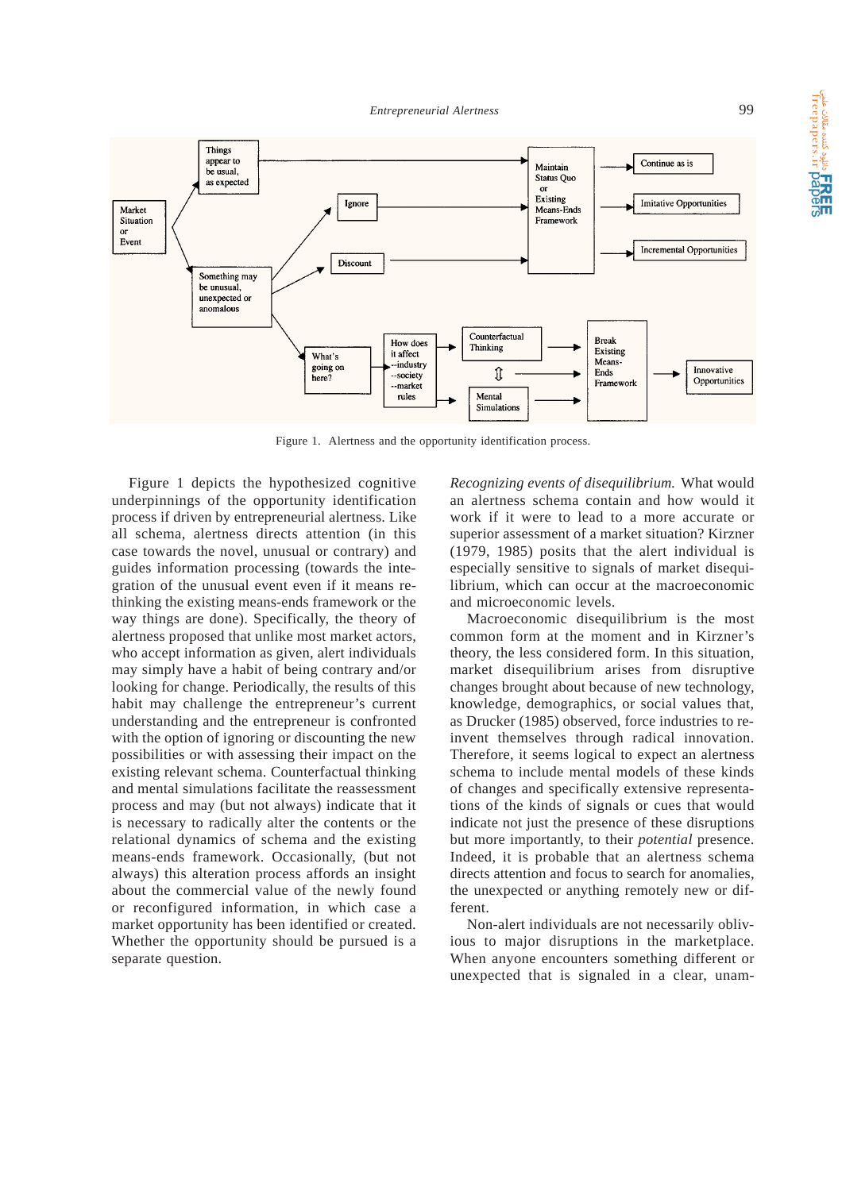Market Situation or Event

Things appear to be usual, as expected

Something may be unusual, unexpected or anomalous

Ignore

Discount

What's going on here?

How does it affect --industry --society --market rules

Counterfactual Thinking

⇳

Mental Simulations

Maintain Status Quo or Existing Means-Ends Framework

Continue as is

Imitative Opportunities

Incremental Opportunities

Break Existing Means-Ends Framework

Innovative Opportunities

Figure 1. Alertness and the opportunity identification process.

Figure 1 depicts the hypothesized cognitive underpinnings of the opportunity identification process if driven by entrepreneurial alertness. Like all schema, alertness directs attention (in this case towards the novel, unusual or contrary) and guides information processing (towards the integration of the unusual event even if it means rethinking the existing means-ends framework or the way things are done). Specifically, the theory of alertness proposed that unlike most market actors, who accept information as given, alert individuals may simply have a habit of being contrary and/or looking for change. Periodically, the results of this habit may challenge the entrepreneur's current understanding and the entrepreneur is confronted with the option of ignoring or discounting the new possibilities or with assessing their impact on the existing relevant schema. Counterfactual thinking and mental simulations facilitate the reassessment process and may (but not always) indicate that it is necessary to radically alter the contents or the relational dynamics of schema and the existing means-ends framework. Occasionally, (but not always) this alteration process affords an insight about the commercial value of the newly found or reconfigured information, in which case a market opportunity has been identified or created. Whether the opportunity should be pursued is a separate question.

*Recognizing events of disequilibrium.* What would an alertness schema contain and how would it work if it were to lead to a more accurate or superior assessment of a market situation? Kirzner (1979, 1985) posits that the alert individual is especially sensitive to signals of market disequilibrium, which can occur at the macroeconomic and microeconomic levels.

Macroeconomic disequilibrium is the most common form at the moment and in Kirzner's theory, the less considered form. In this situation, market disequilibrium arises from disruptive changes brought about because of new technology, knowledge, demographics, or social values that, as Drucker (1985) observed, force industries to reinvent themselves through radical innovation. Therefore, it seems logical to expect an alertness schema to include mental models of these kinds of changes and specifically extensive representations of the kinds of signals or cues that would indicate not just the presence of these disruptions but more importantly, to their *potential* presence. Indeed, it is probable that an alertness schema directs attention and focus to search for anomalies, the unexpected or anything remotely new or different.

Non-alert individuals are not necessarily oblivious to major disruptions in the marketplace. When anyone encounters something different or unexpected that is signaled in a clear, unam-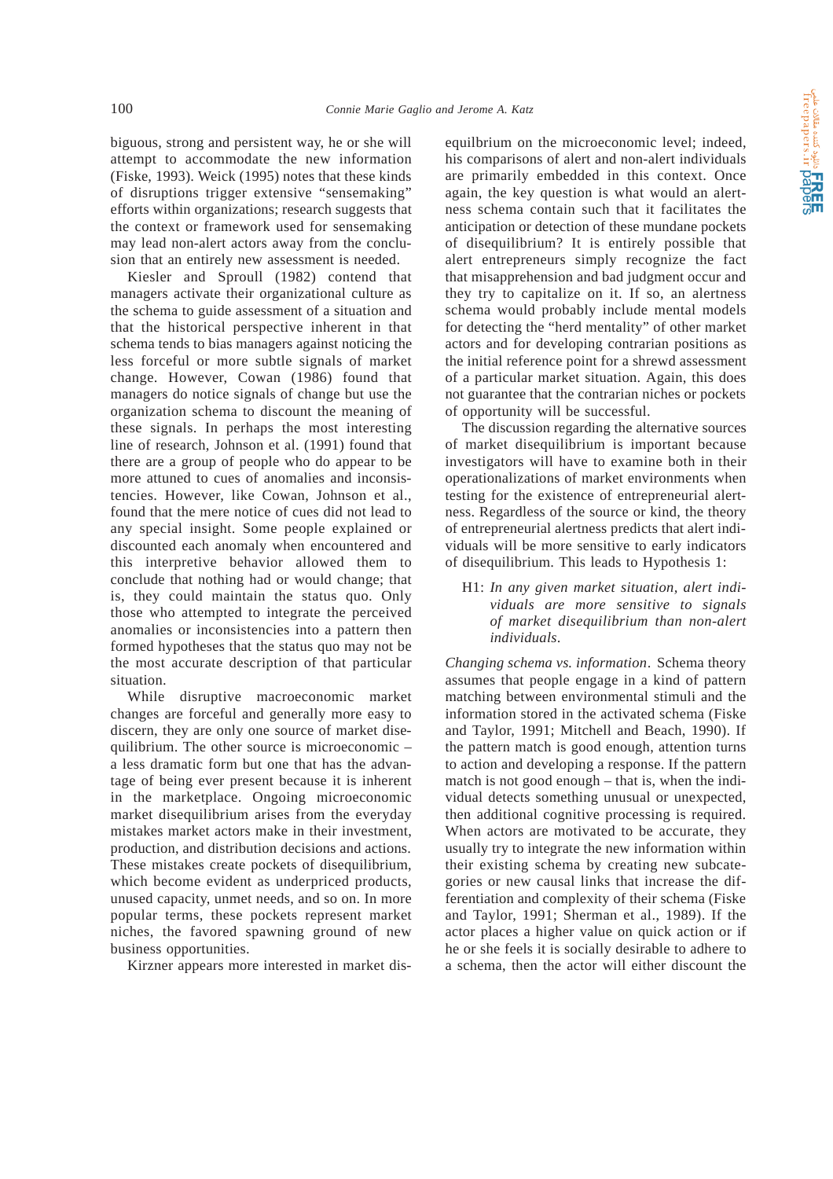biguous, strong and persistent way, he or she will attempt to accommodate the new information (Fiske, 1993). Weick (1995) notes that these kinds of disruptions trigger extensive "sensemaking" efforts within organizations; research suggests that the context or framework used for sensemaking may lead non-alert actors away from the conclusion that an entirely new assessment is needed.

Kiesler and Sproull (1982) contend that managers activate their organizational culture as the schema to guide assessment of a situation and that the historical perspective inherent in that schema tends to bias managers against noticing the less forceful or more subtle signals of market change. However, Cowan (1986) found that managers do notice signals of change but use the organization schema to discount the meaning of these signals. In perhaps the most interesting line of research, Johnson et al. (1991) found that there are a group of people who do appear to be more attuned to cues of anomalies and inconsistencies. However, like Cowan, Johnson et al., found that the mere notice of cues did not lead to any special insight. Some people explained or discounted each anomaly when encountered and this interpretive behavior allowed them to conclude that nothing had or would change; that is, they could maintain the status quo. Only those who attempted to integrate the perceived anomalies or inconsistencies into a pattern then formed hypotheses that the status quo may not be the most accurate description of that particular situation.

While disruptive macroeconomic market changes are forceful and generally more easy to discern, they are only one source of market disequilibrium. The other source is microeconomic – a less dramatic form but one that has the advantage of being ever present because it is inherent in the marketplace. Ongoing microeconomic market disequilibrium arises from the everyday mistakes market actors make in their investment, production, and distribution decisions and actions. These mistakes create pockets of disequilibrium, which become evident as underpriced products, unused capacity, unmet needs, and so on. In more popular terms, these pockets represent market niches, the favored spawning ground of new business opportunities.

Kirzner appears more interested in market disequilbrium on the microeconomic level; indeed, his comparisons of alert and non-alert individuals are primarily embedded in this context. Once again, the key question is what would an alertness schema contain such that it facilitates the anticipation or detection of these mundane pockets of disequilibrium? It is entirely possible that alert entrepreneurs simply recognize the fact that misapprehension and bad judgment occur and they try to capitalize on it. If so, an alertness schema would probably include mental models for detecting the "herd mentality" of other market actors and for developing contrarian positions as the initial reference point for a shrewd assessment of a particular market situation. Again, this does not guarantee that the contrarian niches or pockets of opportunity will be successful.

The discussion regarding the alternative sources of market disequilibrium is important because investigators will have to examine both in their operationalizations of market environments when testing for the existence of entrepreneurial alertness. Regardless of the source or kind, the theory of entrepreneurial alertness predicts that alert individuals will be more sensitive to early indicators of disequilibrium. This leads to Hypothesis 1:

> H1: *In any given market situation, alert individuals are more sensitive to signals of market disequilibrium than non-alert individuals.*

*Changing schema vs. information*. Schema theory assumes that people engage in a kind of pattern matching between environmental stimuli and the information stored in the activated schema (Fiske and Taylor, 1991; Mitchell and Beach, 1990). If the pattern match is good enough, attention turns to action and developing a response. If the pattern match is not good enough – that is, when the individual detects something unusual or unexpected, then additional cognitive processing is required. When actors are motivated to be accurate, they usually try to integrate the new information within their existing schema by creating new subcategories or new causal links that increase the differentiation and complexity of their schema (Fiske and Taylor, 1991; Sherman et al., 1989). If the actor places a higher value on quick action or if he or she feels it is socially desirable to adhere to a schema, then the actor will either discount the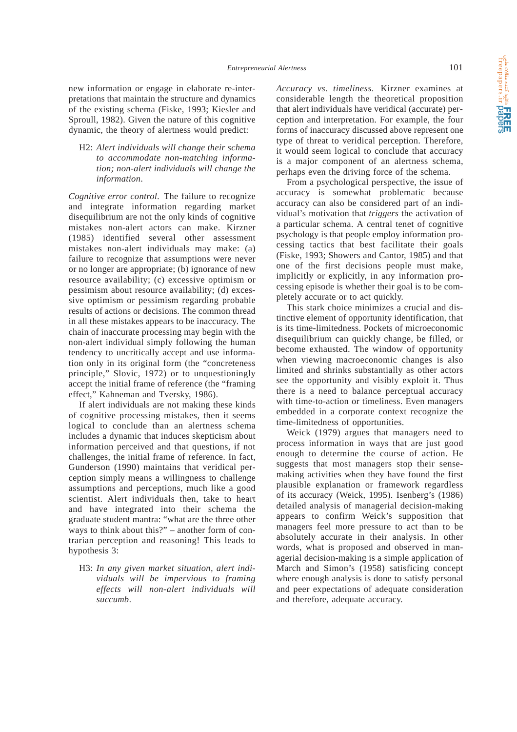new information or engage in elaborate re-interpretations that maintain the structure and dynamics of the existing schema (Fiske, 1993; Kiesler and Sproull, 1982). Given the nature of this cognitive dynamic, the theory of alertness would predict:

> H2: *Alert individuals will change their schema to accommodate non-matching information; non-alert individuals will change the information.*

*Cognitive error control.* The failure to recognize and integrate information regarding market disequilibrium are not the only kinds of cognitive mistakes non-alert actors can make. Kirzner (1985) identified several other assessment mistakes non-alert individuals may make: (a) failure to recognize that assumptions were never or no longer are appropriate; (b) ignorance of new resource availability; (c) excessive optimism or pessimism about resource availability; (d) excessive optimism or pessimism regarding probable results of actions or decisions. The common thread in all these mistakes appears to be inaccuracy. The chain of inaccurate processing may begin with the non-alert individual simply following the human tendency to uncritically accept and use information only in its original form (the "concreteness principle," Slovic, 1972) or to unquestioningly accept the initial frame of reference (the "framing effect," Kahneman and Tversky, 1986).

If alert individuals are not making these kinds of cognitive processing mistakes, then it seems logical to conclude than an alertness schema includes a dynamic that induces skepticism about information perceived and that questions, if not challenges, the initial frame of reference. In fact, Gunderson (1990) maintains that veridical perception simply means a willingness to challenge assumptions and perceptions, much like a good scientist. Alert individuals then, take to heart and have integrated into their schema the graduate student mantra: "what are the three other ways to think about this?" – another form of contrarian perception and reasoning! This leads to hypothesis 3:

> H3: *In any given market situation, alert individuals will be impervious to framing effects will non-alert individuals will succumb.*

*Accuracy vs. timeliness.* Kirzner examines at considerable length the theoretical proposition that alert individuals have veridical (accurate) perception and interpretation. For example, the four forms of inaccuracy discussed above represent one type of threat to veridical perception. Therefore, it would seem logical to conclude that accuracy is a major component of an alertness schema, perhaps even the driving force of the schema.

From a psychological perspective, the issue of accuracy is somewhat problematic because accuracy can also be considered part of an individual's motivation that *triggers* the activation of a particular schema. A central tenet of cognitive psychology is that people employ information processing tactics that best facilitate their goals (Fiske, 1993; Showers and Cantor, 1985) and that one of the first decisions people must make, implicitly or explicitly, in any information processing episode is whether their goal is to be completely accurate or to act quickly.

This stark choice minimizes a crucial and distinctive element of opportunity identification, that is its time-limitedness. Pockets of microeconomic disequilibrium can quickly change, be filled, or become exhausted. The window of opportunity when viewing macroeconomic changes is also limited and shrinks substantially as other actors see the opportunity and visibly exploit it. Thus there is a need to balance perceptual accuracy with time-to-action or timeliness. Even managers embedded in a corporate context recognize the time-limitedness of opportunities.

Weick (1979) argues that managers need to process information in ways that are just good enough to determine the course of action. He suggests that most managers stop their sense-making activities when they have found the first plausible explanation or framework regardless of its accuracy (Weick, 1995). Isenberg's (1986) detailed analysis of managerial decision-making appears to confirm Weick's supposition that managers feel more pressure to act than to be absolutely accurate in their analysis. In other words, what is proposed and observed in managerial decision-making is a simple application of March and Simon's (1958) satisficing concept where enough analysis is done to satisfy personal and peer expectations of adequate consideration and therefore, adequate accuracy.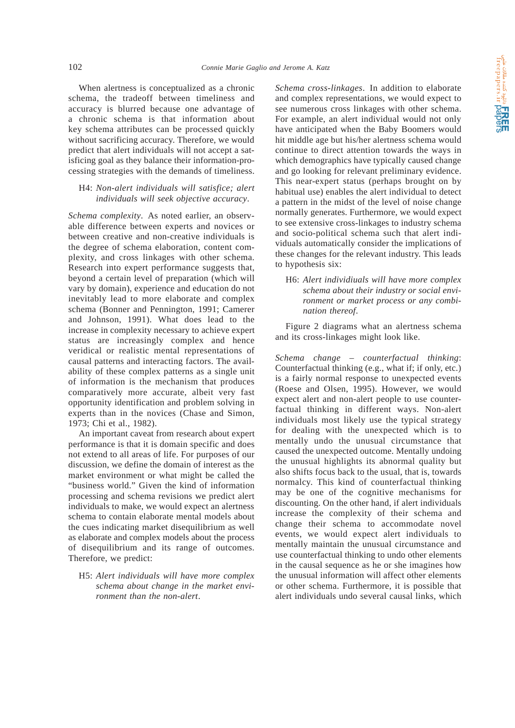When alertness is conceptualized as a chronic schema, the tradeoff between timeliness and accuracy is blurred because one advantage of a chronic schema is that information about key schema attributes can be processed quickly without sacrificing accuracy. Therefore, we would predict that alert individuals will not accept a satisficing goal as they balance their information-processing strategies with the demands of timeliness.

H4: *Non-alert individuals will satisfice; alert individuals will seek objective accuracy*.

*Schema complexity*. As noted earlier, an observable difference between experts and novices or between creative and non-creative individuals is the degree of schema elaboration, content complexity, and cross linkages with other schema. Research into expert performance suggests that, beyond a certain level of preparation (which will vary by domain), experience and education do not inevitably lead to more elaborate and complex schema (Bonner and Pennington, 1991; Camerer and Johnson, 1991). What does lead to the increase in complexity necessary to achieve expert status are increasingly complex and hence veridical or realistic mental representations of causal patterns and interacting factors. The availability of these complex patterns as a single unit of information is the mechanism that produces comparatively more accurate, albeit very fast opportunity identification and problem solving in experts than in the novices (Chase and Simon, 1973; Chi et al., 1982).

An important caveat from research about expert performance is that it is domain specific and does not extend to all areas of life. For purposes of our discussion, we define the domain of interest as the market environment or what might be called the "business world." Given the kind of information processing and schema revisions we predict alert individuals to make, we would expect an alertness schema to contain elaborate mental models about the cues indicating market disequilibrium as well as elaborate and complex models about the process of disequilibrium and its range of outcomes. Therefore, we predict:

H5: *Alert individuals will have more complex schema about change in the market environment than the non-alert*.

*Schema cross-linkages*. In addition to elaborate and complex representations, we would expect to see numerous cross linkages with other schema. For example, an alert individual would not only have anticipated when the Baby Boomers would hit middle age but his/her alertness schema would continue to direct attention towards the ways in which demographics have typically caused change and go looking for relevant preliminary evidence. This near-expert status (perhaps brought on by habitual use) enables the alert individual to detect a pattern in the midst of the level of noise change normally generates. Furthermore, we would expect to see extensive cross-linkages to industry schema and socio-political schema such that alert individuals automatically consider the implications of these changes for the relevant industry. This leads to hypothesis six:

H6: *Alert individiuals will have more complex schema about their industry or social environment or market process or any combination thereof*.

Figure 2 diagrams what an alertness schema and its cross-linkages might look like.

*Schema change – counterfactual thinking*: Counterfactual thinking (e.g., what if; if only, etc.) is a fairly normal response to unexpected events (Roese and Olsen, 1995). However, we would expect alert and non-alert people to use counterfactual thinking in different ways. Non-alert individuals most likely use the typical strategy for dealing with the unexpected which is to mentally undo the unusual circumstance that caused the unexpected outcome. Mentally undoing the unusual highlights its abnormal quality but also shifts focus back to the usual, that is, towards normalcy. This kind of counterfactual thinking may be one of the cognitive mechanisms for discounting. On the other hand, if alert individuals increase the complexity of their schema and change their schema to accommodate novel events, we would expect alert individuals to mentally maintain the unusual circumstance and use counterfactual thinking to undo other elements in the causal sequence as he or she imagines how the unusual information will affect other elements or other schema. Furthermore, it is possible that alert individuals undo several causal links, which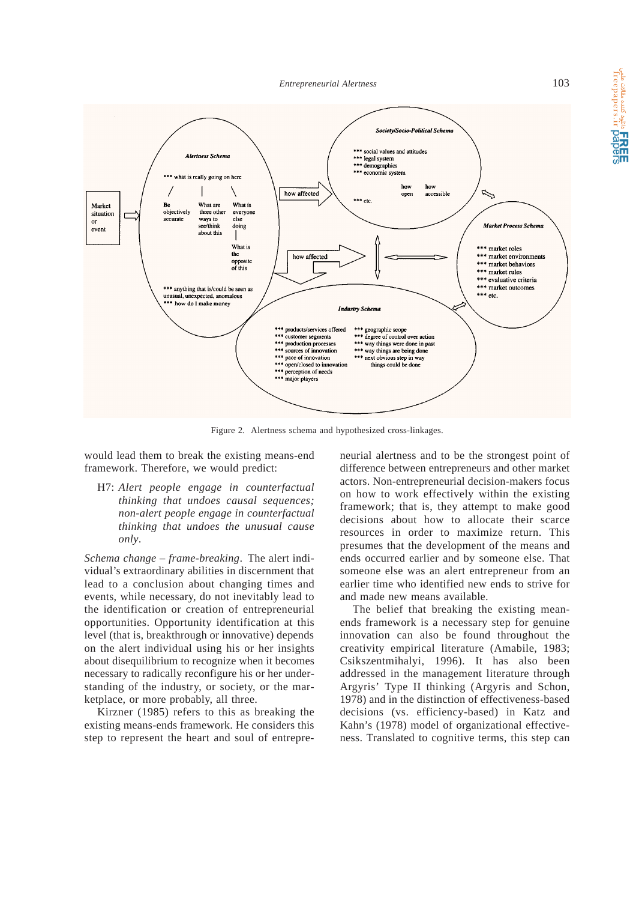Figure 2. Alertness schema and hypothesized cross-linkages.

would lead them to break the existing means-end framework. Therefore, we would predict:

> H7: *Alert people engage in counterfactual thinking that undoes causal sequences; non-alert people engage in counterfactual thinking that undoes the unusual cause only*.

*Schema change – frame-breaking*. The alert individual's extraordinary abilities in discernment that lead to a conclusion about changing times and events, while necessary, do not inevitably lead to the identification or creation of entrepreneurial opportunities. Opportunity identification at this level (that is, breakthrough or innovative) depends on the alert individual using his or her insights about disequilibrium to recognize when it becomes necessary to radically reconfigure his or her understanding of the industry, or society, or the marketplace, or more probably, all three.

Kirzner (1985) refers to this as breaking the existing means-ends framework. He considers this step to represent the heart and soul of entrepreneurial alertness and to be the strongest point of difference between entrepreneurs and other market actors. Non-entrepreneurial decision-makers focus on how to work effectively within the existing framework; that is, they attempt to make good decisions about how to allocate their scarce resources in order to maximize return. This presumes that the development of the means and ends occurred earlier and by someone else. That someone else was an alert entrepreneur from an earlier time who identified new ends to strive for and made new means available.

The belief that breaking the existing mean-ends framework is a necessary step for genuine innovation can also be found throughout the creativity empirical literature (Amabile, 1983; Csikszentmihalyi, 1996). It has also been addressed in the management literature through Argyris' Type II thinking (Argyris and Schon, 1978) and in the distinction of effectiveness-based decisions (vs. efficiency-based) in Katz and Kahn's (1978) model of organizational effectiveness. Translated to cognitive terms, this step can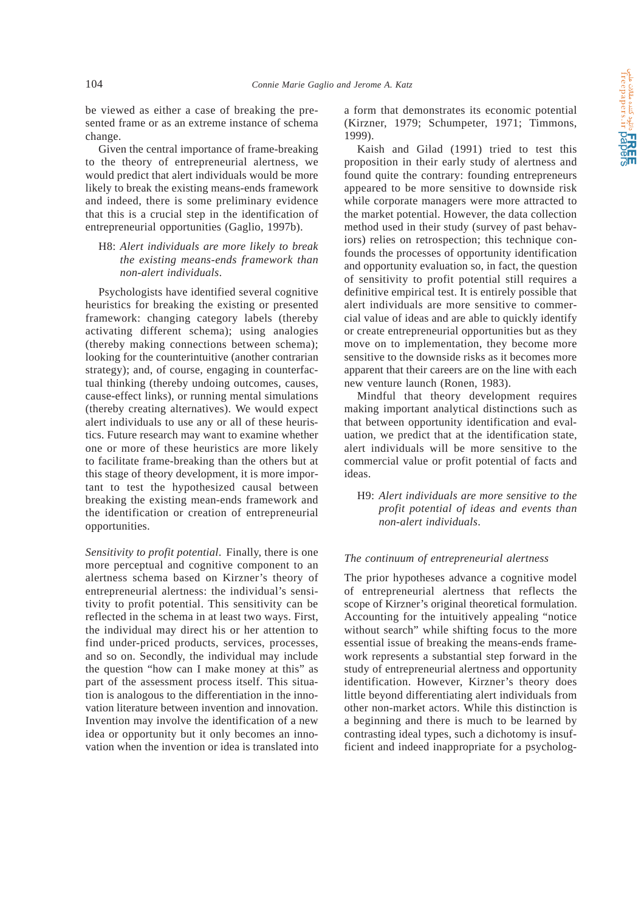be viewed as either a case of breaking the presented frame or as an extreme instance of schema change.

Given the central importance of frame-breaking to the theory of entrepreneurial alertness, we would predict that alert individuals would be more likely to break the existing means-ends framework and indeed, there is some preliminary evidence that this is a crucial step in the identification of entrepreneurial opportunities (Gaglio, 1997b).

> H8: *Alert individuals are more likely to break the existing means-ends framework than non-alert individuals.*

Psychologists have identified several cognitive heuristics for breaking the existing or presented framework: changing category labels (thereby activating different schema); using analogies (thereby making connections between schema); looking for the counterintuitive (another contrarian strategy); and, of course, engaging in counterfactual thinking (thereby undoing outcomes, causes, cause-effect links), or running mental simulations (thereby creating alternatives). We would expect alert individuals to use any or all of these heuristics. Future research may want to examine whether one or more of these heuristics are more likely to facilitate frame-breaking than the others but at this stage of theory development, it is more important to test the hypothesized causal between breaking the existing mean-ends framework and the identification or creation of entrepreneurial opportunities.

*Sensitivity to profit potential*. Finally, there is one more perceptual and cognitive component to an alertness schema based on Kirzner's theory of entrepreneurial alertness: the individual's sensitivity to profit potential. This sensitivity can be reflected in the schema in at least two ways. First, the individual may direct his or her attention to find under-priced products, services, processes, and so on. Secondly, the individual may include the question "how can I make money at this" as part of the assessment process itself. This situation is analogous to the differentiation in the innovation literature between invention and innovation. Invention may involve the identification of a new idea or opportunity but it only becomes an innovation when the invention or idea is translated into a form that demonstrates its economic potential (Kirzner, 1979; Schumpeter, 1971; Timmons, 1999).

Kaish and Gilad (1991) tried to test this proposition in their early study of alertness and found quite the contrary: founding entrepreneurs appeared to be more sensitive to downside risk while corporate managers were more attracted to the market potential. However, the data collection method used in their study (survey of past behaviors) relies on retrospection; this technique confounds the processes of opportunity identification and opportunity evaluation so, in fact, the question of sensitivity to profit potential still requires a definitive empirical test. It is entirely possible that alert individuals are more sensitive to commercial value of ideas and are able to quickly identify or create entrepreneurial opportunities but as they move on to implementation, they become more sensitive to the downside risks as it becomes more apparent that their careers are on the line with each new venture launch (Ronen, 1983).

Mindful that theory development requires making important analytical distinctions such as that between opportunity identification and evaluation, we predict that at the identification state, alert individuals will be more sensitive to the commercial value or profit potential of facts and ideas.

> H9: *Alert individuals are more sensitive to the profit potential of ideas and events than non-alert individuals.*

### *The continuum of entrepreneurial alertness*

The prior hypotheses advance a cognitive model of entrepreneurial alertness that reflects the scope of Kirzner's original theoretical formulation. Accounting for the intuitively appealing "notice without search" while shifting focus to the more essential issue of breaking the means-ends framework represents a substantial step forward in the study of entrepreneurial alertness and opportunity identification. However, Kirzner's theory does little beyond differentiating alert individuals from other non-market actors. While this distinction is a beginning and there is much to be learned by contrasting ideal types, such a dichotomy is insufficient and indeed inappropriate for a psycholog-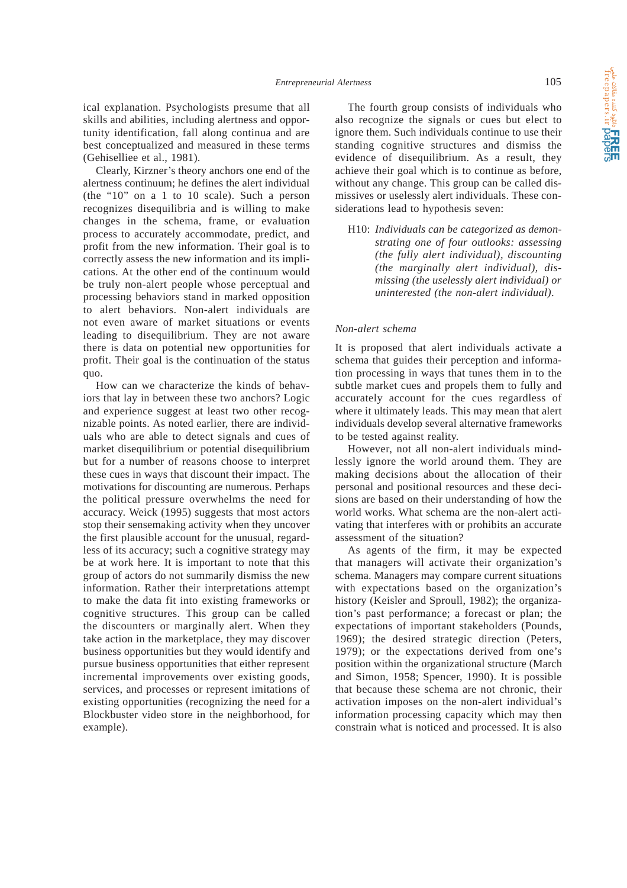ical explanation. Psychologists presume that all skills and abilities, including alertness and opportunity identification, fall along continua and are best conceptualized and measured in these terms (Gehisselliee et al., 1981).

Clearly, Kirzner's theory anchors one end of the alertness continuum; he defines the alert individual (the "10" on a 1 to 10 scale). Such a person recognizes disequilibria and is willing to make changes in the schema, frame, or evaluation process to accurately accommodate, predict, and profit from the new information. Their goal is to correctly assess the new information and its implications. At the other end of the continuum would be truly non-alert people whose perceptual and processing behaviors stand in marked opposition to alert behaviors. Non-alert individuals are not even aware of market situations or events leading to disequilibrium. They are not aware there is data on potential new opportunities for profit. Their goal is the continuation of the status quo.

How can we characterize the kinds of behaviors that lay in between these two anchors? Logic and experience suggest at least two other recognizable points. As noted earlier, there are individuals who are able to detect signals and cues of market disequilibrium or potential disequilibrium but for a number of reasons choose to interpret these cues in ways that discount their impact. The motivations for discounting are numerous. Perhaps the political pressure overwhelms the need for accuracy. Weick (1995) suggests that most actors stop their sensemaking activity when they uncover the first plausible account for the unusual, regardless of its accuracy; such a cognitive strategy may be at work here. It is important to note that this group of actors do not summarily dismiss the new information. Rather their interpretations attempt to make the data fit into existing frameworks or cognitive structures. This group can be called the discounters or marginally alert. When they take action in the marketplace, they may discover business opportunities but they would identify and pursue business opportunities that either represent incremental improvements over existing goods, services, and processes or represent imitations of existing opportunities (recognizing the need for a Blockbuster video store in the neighborhood, for example).

The fourth group consists of individuals who also recognize the signals or cues but elect to ignore them. Such individuals continue to use their standing cognitive structures and dismiss the evidence of disequilibrium. As a result, they achieve their goal which is to continue as before, without any change. This group can be called dismissives or uselessly alert individuals. These considerations lead to hypothesis seven:

> H10: *Individuals can be categorized as demonstrating one of four outlooks: assessing (the fully alert individual), discounting (the marginally alert individual), dismissing (the uselessly alert individual) or uninterested (the non-alert individual).*

### *Non-alert schema*

It is proposed that alert individuals activate a schema that guides their perception and information processing in ways that tunes them in to the subtle market cues and propels them to fully and accurately account for the cues regardless of where it ultimately leads. This may mean that alert individuals develop several alternative frameworks to be tested against reality.

However, not all non-alert individuals mindlessly ignore the world around them. They are making decisions about the allocation of their personal and positional resources and these decisions are based on their understanding of how the world works. What schema are the non-alert activating that interferes with or prohibits an accurate assessment of the situation?

As agents of the firm, it may be expected that managers will activate their organization's schema. Managers may compare current situations with expectations based on the organization's history (Keisler and Sproull, 1982); the organization's past performance; a forecast or plan; the expectations of important stakeholders (Pounds, 1969); the desired strategic direction (Peters, 1979); or the expectations derived from one's position within the organizational structure (March and Simon, 1958; Spencer, 1990). It is possible that because these schema are not chronic, their activation imposes on the non-alert individual's information processing capacity which may then constrain what is noticed and processed. It is also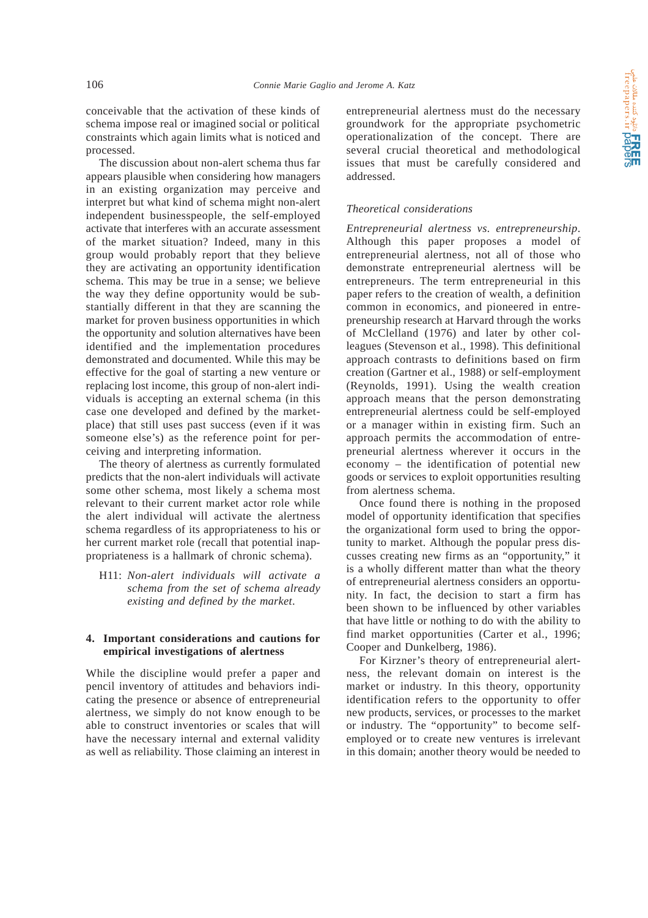conceivable that the activation of these kinds of schema impose real or imagined social or political constraints which again limits what is noticed and processed.

The discussion about non-alert schema thus far appears plausible when considering how managers in an existing organization may perceive and interpret but what kind of schema might non-alert independent businesspeople, the self-employed activate that interferes with an accurate assessment of the market situation? Indeed, many in this group would probably report that they believe they are activating an opportunity identification schema. This may be true in a sense; we believe the way they define opportunity would be substantially different in that they are scanning the market for proven business opportunities in which the opportunity and solution alternatives have been identified and the implementation procedures demonstrated and documented. While this may be effective for the goal of starting a new venture or replacing lost income, this group of non-alert individuals is accepting an external schema (in this case one developed and defined by the marketplace) that still uses past success (even if it was someone else's) as the reference point for perceiving and interpreting information.

The theory of alertness as currently formulated predicts that the non-alert individuals will activate some other schema, most likely a schema most relevant to their current market actor role while the alert individual will activate the alertness schema regardless of its appropriateness to his or her current market role (recall that potential inappropriateness is a hallmark of chronic schema).

> H11: *Non-alert individuals will activate a schema from the set of schema already existing and defined by the market.*

## 4. Important considerations and cautions for empirical investigations of alertness

While the discipline would prefer a paper and pencil inventory of attitudes and behaviors indicating the presence or absence of entrepreneurial alertness, we simply do not know enough to be able to construct inventories or scales that will have the necessary internal and external validity as well as reliability. Those claiming an interest in entrepreneurial alertness must do the necessary groundwork for the appropriate psychometric operationalization of the concept. There are several crucial theoretical and methodological issues that must be carefully considered and addressed.

### Theoretical considerations

*Entrepreneurial alertness vs. entrepreneurship*. Although this paper proposes a model of entrepreneurial alertness, not all of those who demonstrate entrepreneurial alertness will be entrepreneurs. The term entrepreneurial in this paper refers to the creation of wealth, a definition common in economics, and pioneered in entrepreneurship research at Harvard through the works of McClelland (1976) and later by other colleagues (Stevenson et al., 1998). This definitional approach contrasts to definitions based on firm creation (Gartner et al., 1988) or self-employment (Reynolds, 1991). Using the wealth creation approach means that the person demonstrating entrepreneurial alertness could be self-employed or a manager within in existing firm. Such an approach permits the accommodation of entrepreneurial alertness wherever it occurs in the economy – the identification of potential new goods or services to exploit opportunities resulting from alertness schema.

Once found there is nothing in the proposed model of opportunity identification that specifies the organizational form used to bring the opportunity to market. Although the popular press discusses creating new firms as an "opportunity," it is a wholly different matter than what the theory of entrepreneurial alertness considers an opportunity. In fact, the decision to start a firm has been shown to be influenced by other variables that have little or nothing to do with the ability to find market opportunities (Carter et al., 1996; Cooper and Dunkelberg, 1986).

For Kirzner's theory of entrepreneurial alertness, the relevant domain on interest is the market or industry. In this theory, opportunity identification refers to the opportunity to offer new products, services, or processes to the market or industry. The "opportunity" to become self-employed or to create new ventures is irrelevant in this domain; another theory would be needed to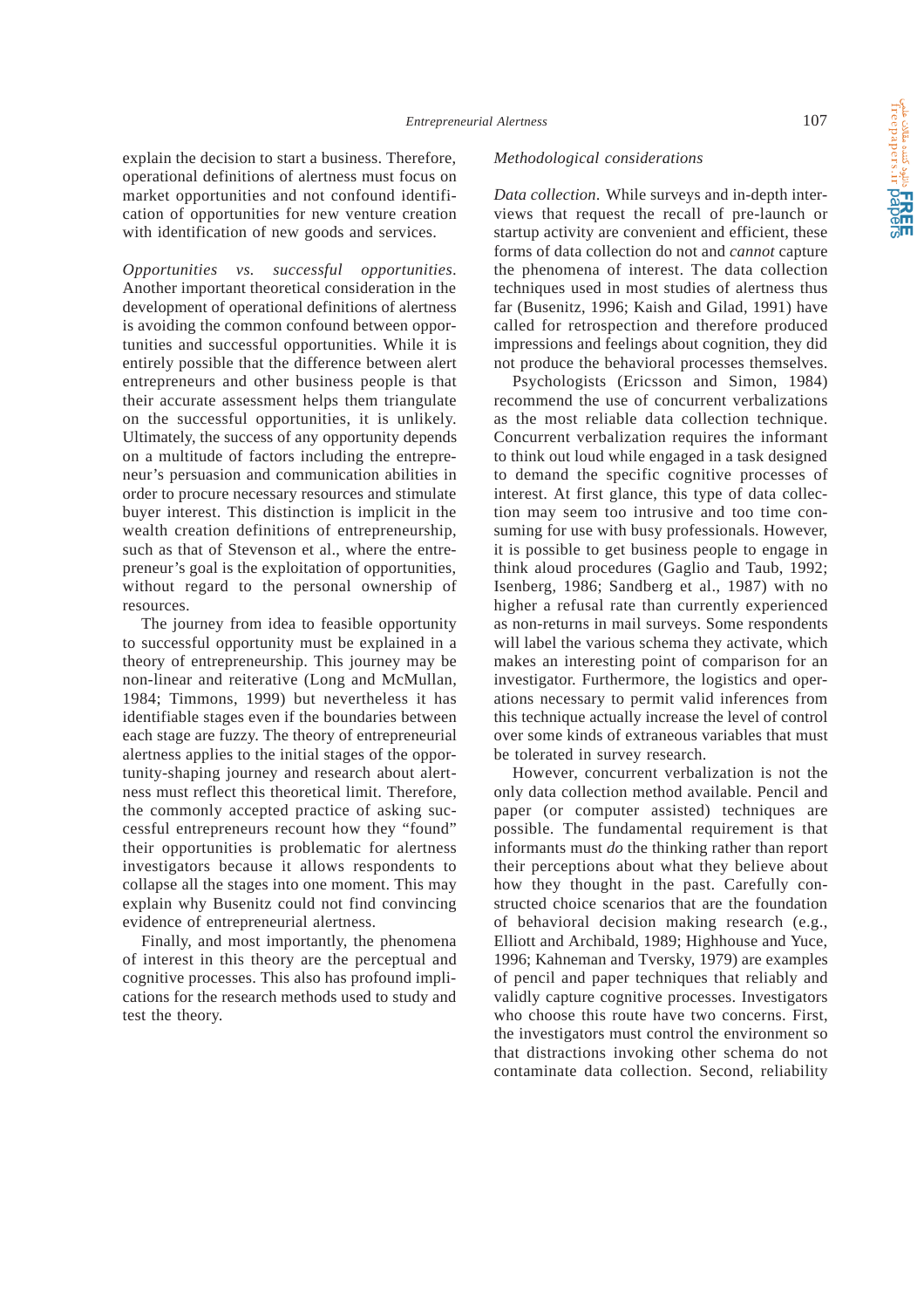explain the decision to start a business. Therefore, operational definitions of alertness must focus on market opportunities and not confound identification of opportunities for new venture creation with identification of new goods and services.

*Opportunities vs. successful opportunities*. Another important theoretical consideration in the development of operational definitions of alertness is avoiding the common confound between opportunities and successful opportunities. While it is entirely possible that the difference between alert entrepreneurs and other business people is that their accurate assessment helps them triangulate on the successful opportunities, it is unlikely. Ultimately, the success of any opportunity depends on a multitude of factors including the entrepreneur's persuasion and communication abilities in order to procure necessary resources and stimulate buyer interest. This distinction is implicit in the wealth creation definitions of entrepreneurship, such as that of Stevenson et al., where the entrepreneur's goal is the exploitation of opportunities, without regard to the personal ownership of resources.

The journey from idea to feasible opportunity to successful opportunity must be explained in a theory of entrepreneurship. This journey may be non-linear and reiterative (Long and McMullan, 1984; Timmons, 1999) but nevertheless it has identifiable stages even if the boundaries between each stage are fuzzy. The theory of entrepreneurial alertness applies to the initial stages of the opportunity-shaping journey and research about alertness must reflect this theoretical limit. Therefore, the commonly accepted practice of asking successful entrepreneurs recount how they "found" their opportunities is problematic for alertness investigators because it allows respondents to collapse all the stages into one moment. This may explain why Busenitz could not find convincing evidence of entrepreneurial alertness.

Finally, and most importantly, the phenomena of interest in this theory are the perceptual and cognitive processes. This also has profound implications for the research methods used to study and test the theory.

*Methodological considerations*

*Data collection*. While surveys and in-depth interviews that request the recall of pre-launch or startup activity are convenient and efficient, these forms of data collection do not and *cannot* capture the phenomena of interest. The data collection techniques used in most studies of alertness thus far (Busenitz, 1996; Kaish and Gilad, 1991) have called for retrospection and therefore produced impressions and feelings about cognition, they did not produce the behavioral processes themselves.

Psychologists (Ericsson and Simon, 1984) recommend the use of concurrent verbalizations as the most reliable data collection technique. Concurrent verbalization requires the informant to think out loud while engaged in a task designed to demand the specific cognitive processes of interest. At first glance, this type of data collection may seem too intrusive and too time consuming for use with busy professionals. However, it is possible to get business people to engage in think aloud procedures (Gaglio and Taub, 1992; Isenberg, 1986; Sandberg et al., 1987) with no higher a refusal rate than currently experienced as non-returns in mail surveys. Some respondents will label the various schema they activate, which makes an interesting point of comparison for an investigator. Furthermore, the logistics and operations necessary to permit valid inferences from this technique actually increase the level of control over some kinds of extraneous variables that must be tolerated in survey research.

However, concurrent verbalization is not the only data collection method available. Pencil and paper (or computer assisted) techniques are possible. The fundamental requirement is that informants must *do* the thinking rather than report their perceptions about what they believe about how they thought in the past. Carefully constructed choice scenarios that are the foundation of behavioral decision making research (e.g., Elliott and Archibald, 1989; Highhouse and Yuce, 1996; Kahneman and Tversky, 1979) are examples of pencil and paper techniques that reliably and validly capture cognitive processes. Investigators who choose this route have two concerns. First, the investigators must control the environment so that distractions invoking other schema do not contaminate data collection. Second, reliability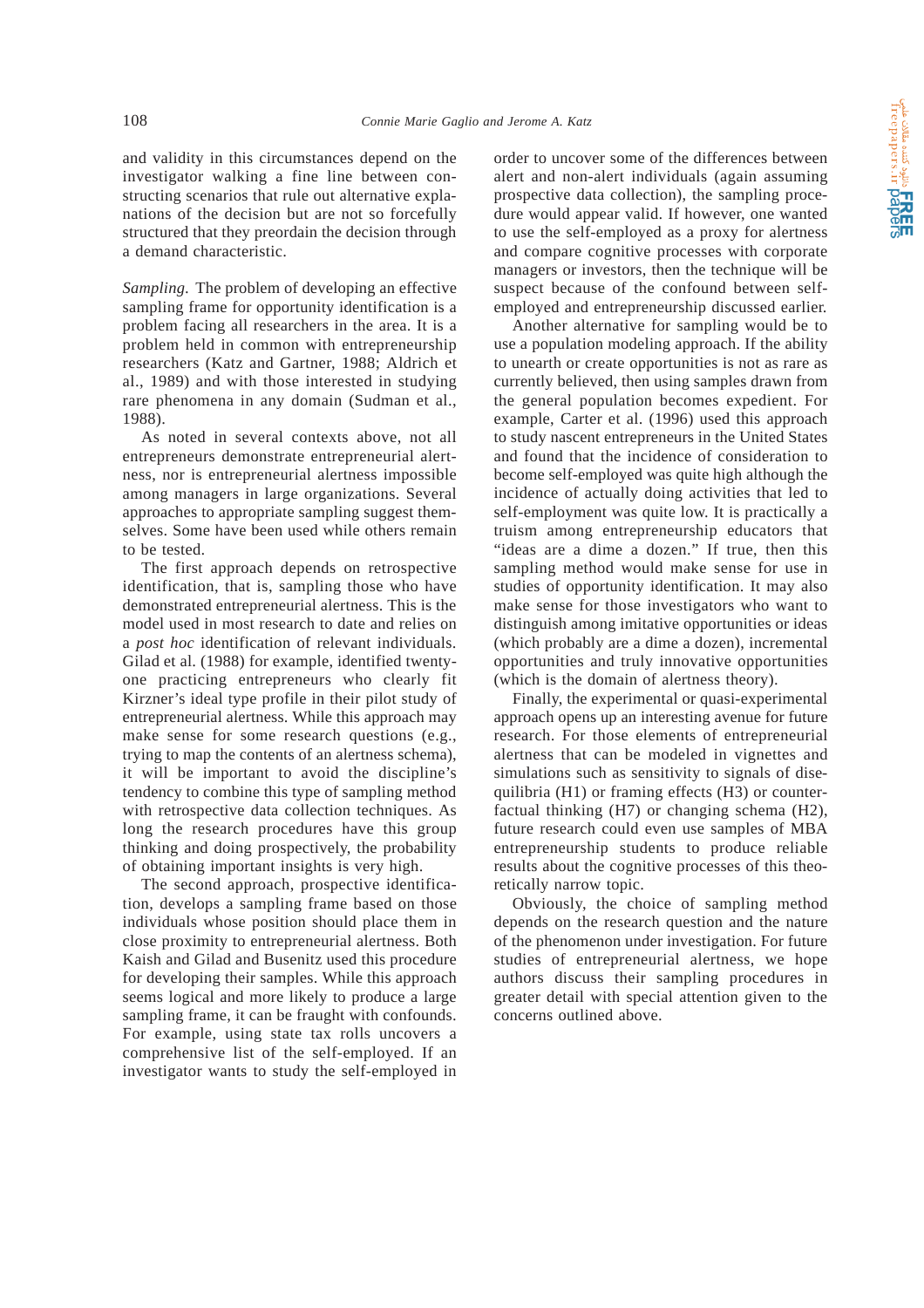and validity in this circumstances depend on the investigator walking a fine line between constructing scenarios that rule out alternative explanations of the decision but are not so forcefully structured that they preordain the decision through a demand characteristic.

*Sampling.* The problem of developing an effective sampling frame for opportunity identification is a problem facing all researchers in the area. It is a problem held in common with entrepreneurship researchers (Katz and Gartner, 1988; Aldrich et al., 1989) and with those interested in studying rare phenomena in any domain (Sudman et al., 1988).

As noted in several contexts above, not all entrepreneurs demonstrate entrepreneurial alertness, nor is entrepreneurial alertness impossible among managers in large organizations. Several approaches to appropriate sampling suggest themselves. Some have been used while others remain to be tested.

The first approach depends on retrospective identification, that is, sampling those who have demonstrated entrepreneurial alertness. This is the model used in most research to date and relies on a *post hoc* identification of relevant individuals. Gilad et al. (1988) for example, identified twenty-one practicing entrepreneurs who clearly fit Kirzner's ideal type profile in their pilot study of entrepreneurial alertness. While this approach may make sense for some research questions (e.g., trying to map the contents of an alertness schema), it will be important to avoid the discipline's tendency to combine this type of sampling method with retrospective data collection techniques. As long the research procedures have this group thinking and doing prospectively, the probability of obtaining important insights is very high.

The second approach, prospective identification, develops a sampling frame based on those individuals whose position should place them in close proximity to entrepreneurial alertness. Both Kaish and Gilad and Busenitz used this procedure for developing their samples. While this approach seems logical and more likely to produce a large sampling frame, it can be fraught with confounds. For example, using state tax rolls uncovers a comprehensive list of the self-employed. If an investigator wants to study the self-employed in order to uncover some of the differences between alert and non-alert individuals (again assuming prospective data collection), the sampling procedure would appear valid. If however, one wanted to use the self-employed as a proxy for alertness and compare cognitive processes with corporate managers or investors, then the technique will be suspect because of the confound between self-employed and entrepreneurship discussed earlier.

Another alternative for sampling would be to use a population modeling approach. If the ability to unearth or create opportunities is not as rare as currently believed, then using samples drawn from the general population becomes expedient. For example, Carter et al. (1996) used this approach to study nascent entrepreneurs in the United States and found that the incidence of consideration to become self-employed was quite high although the incidence of actually doing activities that led to self-employment was quite low. It is practically a truism among entrepreneurship educators that "ideas are a dime a dozen." If true, then this sampling method would make sense for use in studies of opportunity identification. It may also make sense for those investigators who want to distinguish among imitative opportunities or ideas (which probably are a dime a dozen), incremental opportunities and truly innovative opportunities (which is the domain of alertness theory).

Finally, the experimental or quasi-experimental approach opens up an interesting avenue for future research. For those elements of entrepreneurial alertness that can be modeled in vignettes and simulations such as sensitivity to signals of disequilibria (H1) or framing effects (H3) or counterfactual thinking (H7) or changing schema (H2), future research could even use samples of MBA entrepreneurship students to produce reliable results about the cognitive processes of this theoretically narrow topic.

Obviously, the choice of sampling method depends on the research question and the nature of the phenomenon under investigation. For future studies of entrepreneurial alertness, we hope authors discuss their sampling procedures in greater detail with special attention given to the concerns outlined above.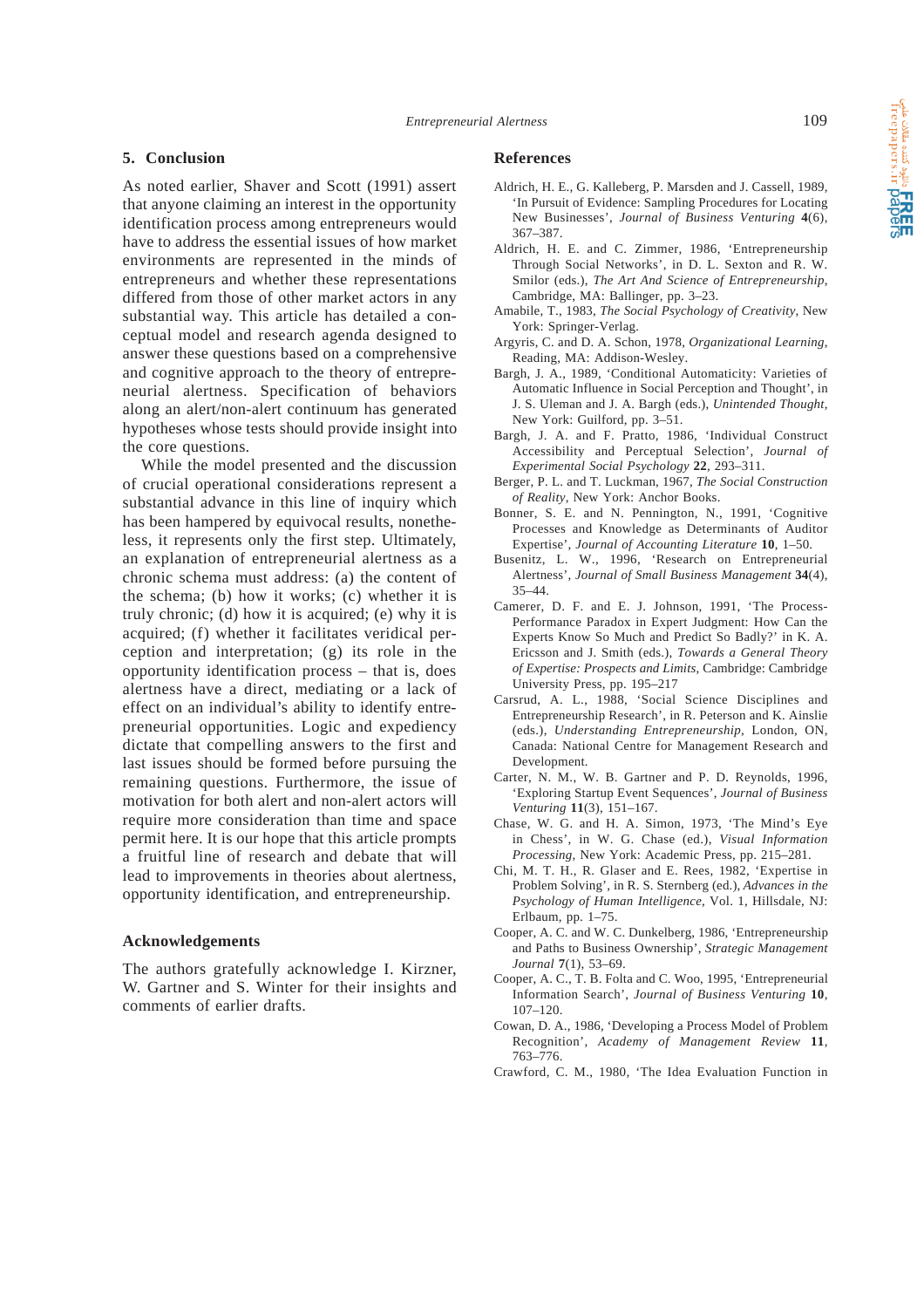## 5. Conclusion

As noted earlier, Shaver and Scott (1991) assert that anyone claiming an interest in the opportunity identification process among entrepreneurs would have to address the essential issues of how market environments are represented in the minds of entrepreneurs and whether these representations differed from those of other market actors in any substantial way. This article has detailed a conceptual model and research agenda designed to answer these questions based on a comprehensive and cognitive approach to the theory of entrepreneurial alertness. Specification of behaviors along an alert/non-alert continuum has generated hypotheses whose tests should provide insight into the core questions.

While the model presented and the discussion of crucial operational considerations represent a substantial advance in this line of inquiry which has been hampered by equivocal results, nonetheless, it represents only the first step. Ultimately, an explanation of entrepreneurial alertness as a chronic schema must address: (a) the content of the schema; (b) how it works; (c) whether it is truly chronic; (d) how it is acquired; (e) why it is acquired; (f) whether it facilitates veridical perception and interpretation; (g) its role in the opportunity identification process – that is, does alertness have a direct, mediating or a lack of effect on an individual's ability to identify entrepreneurial opportunities. Logic and expediency dictate that compelling answers to the first and last issues should be formed before pursuing the remaining questions. Furthermore, the issue of motivation for both alert and non-alert actors will require more consideration than time and space permit here. It is our hope that this article prompts a fruitful line of research and debate that will lead to improvements in theories about alertness, opportunity identification, and entrepreneurship.

### Acknowledgements

The authors gratefully acknowledge I. Kirzner, W. Gartner and S. Winter for their insights and comments of earlier drafts.

## References

Aldrich, H. E., G. Kalleberg, P. Marsden and J. Cassell, 1989, 'In Pursuit of Evidence: Sampling Procedures for Locating New Businesses', *Journal of Business Venturing* **4**(6), 367–387.

Aldrich, H. E. and C. Zimmer, 1986, 'Entrepreneurship Through Social Networks', in D. L. Sexton and R. W. Smilor (eds.), *The Art And Science of Entrepreneurship*, Cambridge, MA: Ballinger, pp. 3–23.

Amabile, T., 1983, *The Social Psychology of Creativity*, New York: Springer-Verlag.

Argyris, C. and D. A. Schon, 1978, *Organizational Learning*, Reading, MA: Addison-Wesley.

Bargh, J. A., 1989, 'Conditional Automaticity: Varieties of Automatic Influence in Social Perception and Thought', in J. S. Uleman and J. A. Bargh (eds.), *Unintended Thought*, New York: Guilford, pp. 3–51.

Bargh, J. A. and F. Pratto, 1986, 'Individual Construct Accessibility and Perceptual Selection', *Journal of Experimental Social Psychology* **22**, 293–311.

Berger, P. L. and T. Luckman, 1967, *The Social Construction of Reality*, New York: Anchor Books.

Bonner, S. E. and N. Pennington, N., 1991, 'Cognitive Processes and Knowledge as Determinants of Auditor Expertise', *Journal of Accounting Literature* **10**, 1–50.

Busenitz, L. W., 1996, 'Research on Entrepreneurial Alertness', *Journal of Small Business Management* **34**(4), 35–44.

Camerer, D. F. and E. J. Johnson, 1991, 'The Process-Performance Paradox in Expert Judgment: How Can the Experts Know So Much and Predict So Badly?' in K. A. Ericsson and J. Smith (eds.), *Towards a General Theory of Expertise: Prospects and Limits*, Cambridge: Cambridge University Press, pp. 195–217

Carsrud, A. L., 1988, 'Social Science Disciplines and Entrepreneurship Research', in R. Peterson and K. Ainslie (eds.), *Understanding Entrepreneurship*, London, ON, Canada: National Centre for Management Research and Development.

Carter, N. M., W. B. Gartner and P. D. Reynolds, 1996, 'Exploring Startup Event Sequences', *Journal of Business Venturing* **11**(3), 151–167.

Chase, W. G. and H. A. Simon, 1973, 'The Mind's Eye in Chess', in W. G. Chase (ed.), *Visual Information Processing*, New York: Academic Press, pp. 215–281.

Chi, M. T. H., R. Glaser and E. Rees, 1982, 'Expertise in Problem Solving', in R. S. Sternberg (ed.), *Advances in the Psychology of Human Intelligence*, Vol. 1, Hillsdale, NJ: Erlbaum, pp. 1–75.

Cooper, A. C. and W. C. Dunkelberg, 1986, 'Entrepreneurship and Paths to Business Ownership', *Strategic Management Journal* **7**(1), 53–69.

Cooper, A. C., T. B. Folta and C. Woo, 1995, 'Entrepreneurial Information Search', *Journal of Business Venturing* **10**, 107–120.

Cowan, D. A., 1986, 'Developing a Process Model of Problem Recognition', *Academy of Management Review* **11**, 763–776.

Crawford, C. M., 1980, 'The Idea Evaluation Function in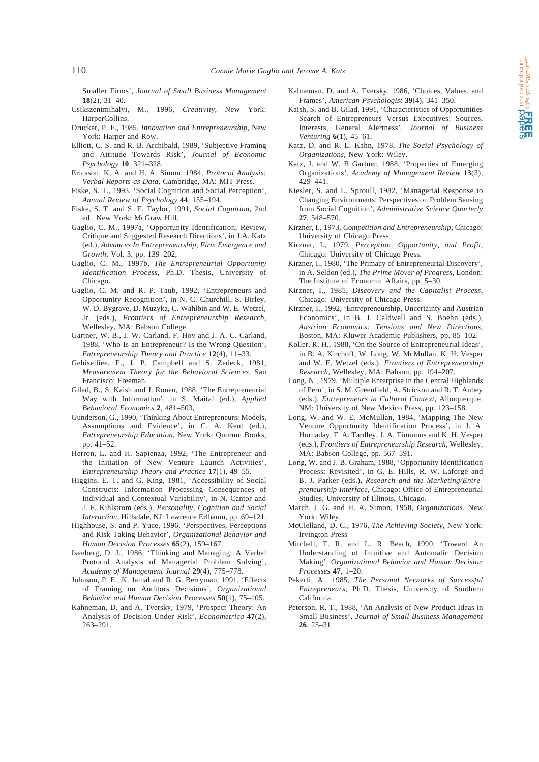Smaller Firms', *Journal of Small Business Management* **18**(2), 31–40.

Csikszentmihalyi, M., 1996, *Creativity*, New York: HarperCollins.

Drucker, P. F., 1985, *Innovation and Entrepreneurship*, New York: Harper and Row.

Elliott, C. S. and R. B. Archibald, 1989, 'Subjective Framing and Attitude Towards Risk', *Journal of Economic Psychology* **10**, 321–328.

Ericsson, K. A. and H. A. Simon, 1984, *Protocol Analysis: Verbal Reports as Data*, Cambridge, MA: MIT Press.

Fiske, S. T., 1993, 'Social Cognition and Social Perception', *Annual Review of Psychology* **44**, 155–194.

Fiske, S. T. and S. E. Taylor, 1991, *Social Cognition*, 2nd ed., New York: McGraw Hill.

Gaglio, C. M., 1997a, 'Opportunity Identification; Review, Critique and Suggested Research Directions', in J.A. Katz (ed.), *Advances In Entrepreneurship, Firm Emergence and Growth*, Vol. 3, pp. 139–202,

Gaglio, C. M., 1997b, *The Entrepreneurial Opportunity Identification Process*, Ph.D. Thesis, University of Chicago.

Gaglio, C. M. and R. P. Taub, 1992, 'Entrepreneurs and Opportunity Recognition', in N. C. Churchill, S. Birley, W. D. Bygrave, D. Muzyka, C. Wahlbin and W. E. Wetzel, Jr. (eds.), *Frontiers of Entrepreneurship Research*, Wellesley, MA: Babson College.

Gartner, W. B., J. W. Carland, F. Hoy and J. A. C. Carland, 1988, 'Who Is an Entrepreneur? Is the Wrong Question', *Entrepreneurship Theory and Practice* **12**(4), 11–33.

Gehiselliee, E., J. P. Campbell and S. Zedeck, 1981, *Measurement Theory for the Behavioral Sciences*, San Francisco: Freeman.

Gilad, B., S. Kaish and J. Ronen, 1988, 'The Entrepreneurial Way with Information', in S. Maital (ed.), *Applied Behavioral Economics* **2**, 481–503,

Gunderson, G., 1990, 'Thinking About Entrepreneurs: Models, Assumptions and Evidence', in C. A. Kent (ed.), *Entrepreneurship Education*, New York: Quorum Books, pp. 41–52.

Herron, L. and H. Sapienza, 1992, 'The Entrepreneur and the Initiation of New Venture Launch Activities', *Entrepreneurship Theory and Practice* **17**(1), 49–55.

Higgins, E. T. and G. King, 1981, 'Accessibility of Social Constructs: Information Processing Consequences of Individual and Contextual Variability', in N. Cantor and J. F. Kihlstrom (eds.), *Personality, Cognition and Social Interaction*, Hillsdale, NJ: Lawrence Erlbaum, pp. 69–121.

Highhouse, S. and P. Yuce, 1996, 'Perspectives, Perceptions and Risk-Taking Behavior', *Organizational Behavior and Human Decision Processes* **65**(2), 159–167.

Isenberg, D. J., 1986, 'Thinking and Managing: A Verbal Protocol Analysis of Managerial Problem Solving', *Academy of Management Journal* **29**(4), 775–778.

Johnson, P. E., K. Jamal and R. G. Berryman, 1991, 'Effects of Framing on Auditors Decisions', *Organizational Behavior and Human Decision Processes* **50**(1), 75–105.

Kahneman, D. and A. Tversky, 1979, 'Prospect Theory: An Analysis of Decision Under Risk', *Econometrica* **47**(2), 263–291.

Kahneman, D. and A. Tversky, 1986, 'Choices, Values, and Frames', *American Psychologist* **39**(4), 341–350.

Kaish, S. and B. Gilad, 1991, 'Characteristics of Opportunities Search of Entrepreneurs Versus Executives: Sources, Interests, General Alertness', *Journal of Business Venturing* **6**(1), 45–61.

Katz, D. and R. L. Kahn, 1978, *The Social Psychology of Organizations*, New York: Wiley.

Katz, J. and W. B Gartner, 1988, 'Properties of Emerging Organizations', *Academy of Management Review* **13**(3), 429–441.

Kiesler, S. and L. Sproull, 1982, 'Managerial Response to Changing Environments: Perspectives on Problem Sensing from Social Cognition', *Administrative Science Quarterly* **27**, 548–570.

Kirzner, I., 1973, *Competition and Entrepreneurship*, Chicago: University of Chicago Press.

Kirzner, I., 1979, *Perception, Opportunity, and Profit*, Chicago: University of Chicago Press.

Kirzner, I., 1980, 'The Primacy of Entrepreneurial Discovery', in A. Seldon (ed.), *The Prime Mover of Progress*, London: The Institute of Economic Affairs, pp. 5–30.

Kirzner, I., 1985, *Discovery and the Capitalist Process*, Chicago: University of Chicago Press.

Kirzner, I., 1992, 'Entrepreneurship, Uncertainty and Austrian Economics', in B. J. Caldwell and S. Boehn (eds.), *Austrian Economics: Tensions and New Directions*, Boston, MA: Kluwer Academic Publishers, pp. 85–102.

Koller, R. H., 1988, 'On the Source of Entrepreneurial Ideas', in B. A. Kirchoff, W. Long, W. McMullan, K. H. Vesper and W. E. Wetzel (eds.), *Frontiers of Entrepreneurship Research*, Wellesley, MA: Babson, pp. 194–207.

Long, N., 1979, 'Multiple Enterprise in the Central Highlands of Peru', in S. M. Greenfield, A. Strickon and R. T. Aubey (eds.), *Entrepreneurs in Cultural Context*, Albuquerque, NM: University of New Mexico Press, pp. 123–158.

Long, W. and W. E. McMullan, 1984, 'Mapping The New Venture Opportunity Identification Process', in J. A. Hornaday, F. A. Tardley, J. A. Timmons and K. H. Vesper (eds.), *Frontiers of Entrepreneurship Research*, Wellesley, MA: Babson College, pp. 567–591.

Long, W. and J. B. Graham, 1988, 'Opportunity Identification Process: Revisited', in G. E. Hills, R. W. Laforge and B. J. Parker (eds.), *Research and the Marketing/Entrepreneurship Interface*, Chicago: Office of Entrepreneurial Studies, University of Illinois, Chicago.

March, J. G. and H. A. Simon, 1958, *Organizations*, New York: Wiley.

McClelland, D. C., 1976, *The Achieving Society*, New York: Irvington Press

Mitchell, T. R. and L. R. Beach, 1990, 'Toward An Understanding of Intuitive and Automatic Decision Making', *Organizational Behavior and Human Decision Processes* **47**, 1–20.

Pekerti, A., 1985, *The Personal Networks of Successful Entrepreneurs*, Ph.D. Thesis, University of Southern California.

Peterson, R. T., 1988, 'An Analysis of New Product Ideas in Small Business', *Journal of Small Business Management* **26**, 25–31.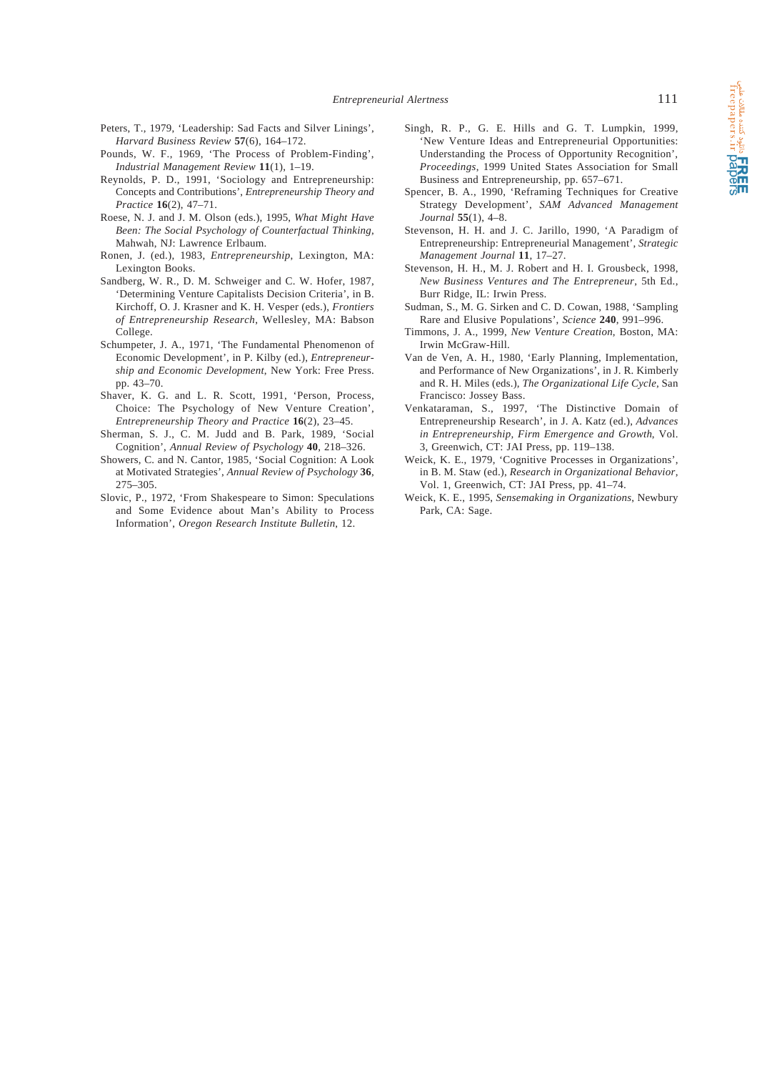Peters, T., 1979, 'Leadership: Sad Facts and Silver Linings', *Harvard Business Review* **57**(6), 164–172.

Pounds, W. F., 1969, 'The Process of Problem-Finding', *Industrial Management Review* **11**(1), 1–19.

Reynolds, P. D., 1991, 'Sociology and Entrepreneurship: Concepts and Contributions', *Entrepreneurship Theory and Practice* **16**(2), 47–71.

Roese, N. J. and J. M. Olson (eds.), 1995, *What Might Have Been: The Social Psychology of Counterfactual Thinking*, Mahwah, NJ: Lawrence Erlbaum.

Ronen, J. (ed.), 1983, *Entrepreneurship*, Lexington, MA: Lexington Books.

Sandberg, W. R., D. M. Schweiger and C. W. Hofer, 1987, 'Determining Venture Capitalists Decision Criteria', in B. Kirchoff, O. J. Krasner and K. H. Vesper (eds.), *Frontiers of Entrepreneurship Research*, Wellesley, MA: Babson College.

Schumpeter, J. A., 1971, 'The Fundamental Phenomenon of Economic Development', in P. Kilby (ed.), *Entrepreneurship and Economic Development*, New York: Free Press. pp. 43–70.

Shaver, K. G. and L. R. Scott, 1991, 'Person, Process, Choice: The Psychology of New Venture Creation', *Entrepreneurship Theory and Practice* **16**(2), 23–45.

Sherman, S. J., C. M. Judd and B. Park, 1989, 'Social Cognition', *Annual Review of Psychology* **40**, 218–326.

Showers, C. and N. Cantor, 1985, 'Social Cognition: A Look at Motivated Strategies', *Annual Review of Psychology* **36**, 275–305.

Slovic, P., 1972, 'From Shakespeare to Simon: Speculations and Some Evidence about Man's Ability to Process Information', *Oregon Research Institute Bulletin*, 12.

Singh, R. P., G. E. Hills and G. T. Lumpkin, 1999, 'New Venture Ideas and Entrepreneurial Opportunities: Understanding the Process of Opportunity Recognition', *Proceedings*, 1999 United States Association for Small Business and Entrepreneurship, pp. 657–671.

Spencer, B. A., 1990, 'Reframing Techniques for Creative Strategy Development', *SAM Advanced Management Journal* **55**(1), 4–8.

Stevenson, H. H. and J. C. Jarillo, 1990, 'A Paradigm of Entrepreneurship: Entrepreneurial Management', *Strategic Management Journal* **11**, 17–27.

Stevenson, H. H., M. J. Robert and H. I. Grousbeck, 1998, *New Business Ventures and The Entrepreneur*, 5th Ed., Burr Ridge, IL: Irwin Press.

Sudman, S., M. G. Sirken and C. D. Cowan, 1988, 'Sampling Rare and Elusive Populations', *Science* **240**, 991–996.

Timmons, J. A., 1999, *New Venture Creation*, Boston, MA: Irwin McGraw-Hill.

Van de Ven, A. H., 1980, 'Early Planning, Implementation, and Performance of New Organizations', in J. R. Kimberly and R. H. Miles (eds.), *The Organizational Life Cycle*, San Francisco: Jossey Bass.

Venkataraman, S., 1997, 'The Distinctive Domain of Entrepreneurship Research', in J. A. Katz (ed.), *Advances in Entrepreneurship, Firm Emergence and Growth*, Vol. 3, Greenwich, CT: JAI Press, pp. 119–138.

Weick, K. E., 1979, 'Cognitive Processes in Organizations', in B. M. Staw (ed.), *Research in Organizational Behavior*, Vol. 1, Greenwich, CT: JAI Press, pp. 41–74.

Weick, K. E., 1995, *Sensemaking in Organizations*, Newbury Park, CA: Sage.